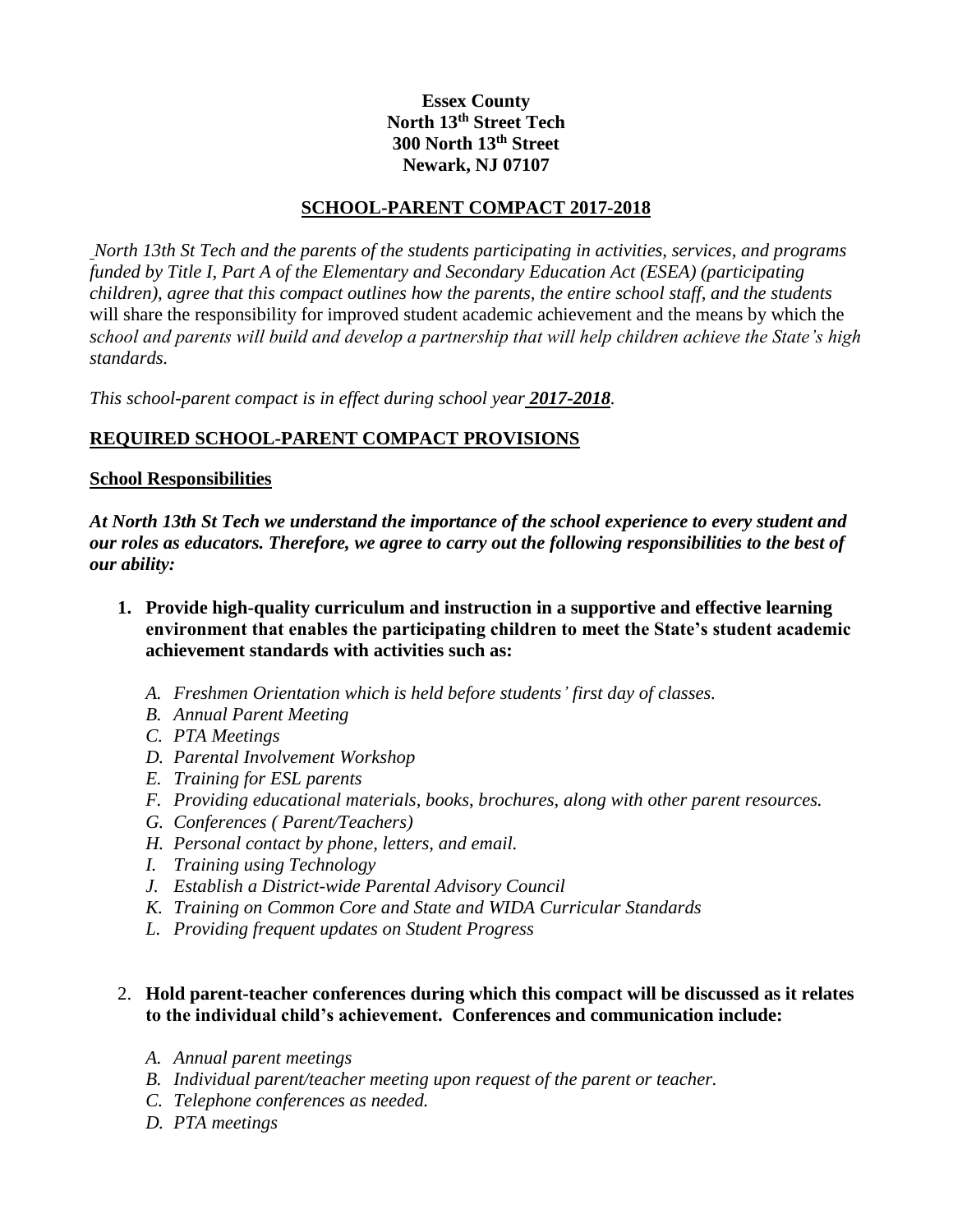**Essex County**
**North 13th Street Tech**
**300 North 13th Street**
**Newark, NJ 07107**

## SCHOOL-PARENT COMPACT 2017-2018

*North 13th St Tech and the parents of the students participating in activities, services, and programs funded by Title I, Part A of the Elementary and Secondary Education Act (ESEA) (participating children), agree that this compact outlines how the parents, the entire school staff, and the students* will share the responsibility for improved student academic achievement and the means by which the *school and parents will build and develop a partnership that will help children achieve the State's high standards.*

*This school-parent compact is in effect during school year **2017-2018**.*

### REQUIRED SCHOOL-PARENT COMPACT PROVISIONS

#### School Responsibilities

***At North 13th St Tech we understand the importance of the school experience to every student and our roles as educators. Therefore, we agree to carry out the following responsibilities to the best of our ability:***

1. **Provide high-quality curriculum and instruction in a supportive and effective learning environment that enables the participating children to meet the State's student academic achievement standards with activities such as:**
   - *A. Freshmen Orientation which is held before students' first day of classes.*
   - *B. Annual Parent Meeting*
   - *C. PTA Meetings*
   - *D. Parental Involvement Workshop*
   - *E. Training for ESL parents*
   - *F. Providing educational materials, books, brochures, along with other parent resources.*
   - *G. Conferences ( Parent/Teachers)*
   - *H. Personal contact by phone, letters, and email.*
   - *I. Training using Technology*
   - *J. Establish a District-wide Parental Advisory Council*
   - *K. Training on Common Core and State and WIDA Curricular Standards*
   - *L. Providing frequent updates on Student Progress*

2. **Hold parent-teacher conferences during which this compact will be discussed as it relates to the individual child's achievement. Conferences and communication include:**
   - *A. Annual parent meetings*
   - *B. Individual parent/teacher meeting upon request of the parent or teacher.*
   - *C. Telephone conferences as needed.*
   - *D. PTA meetings*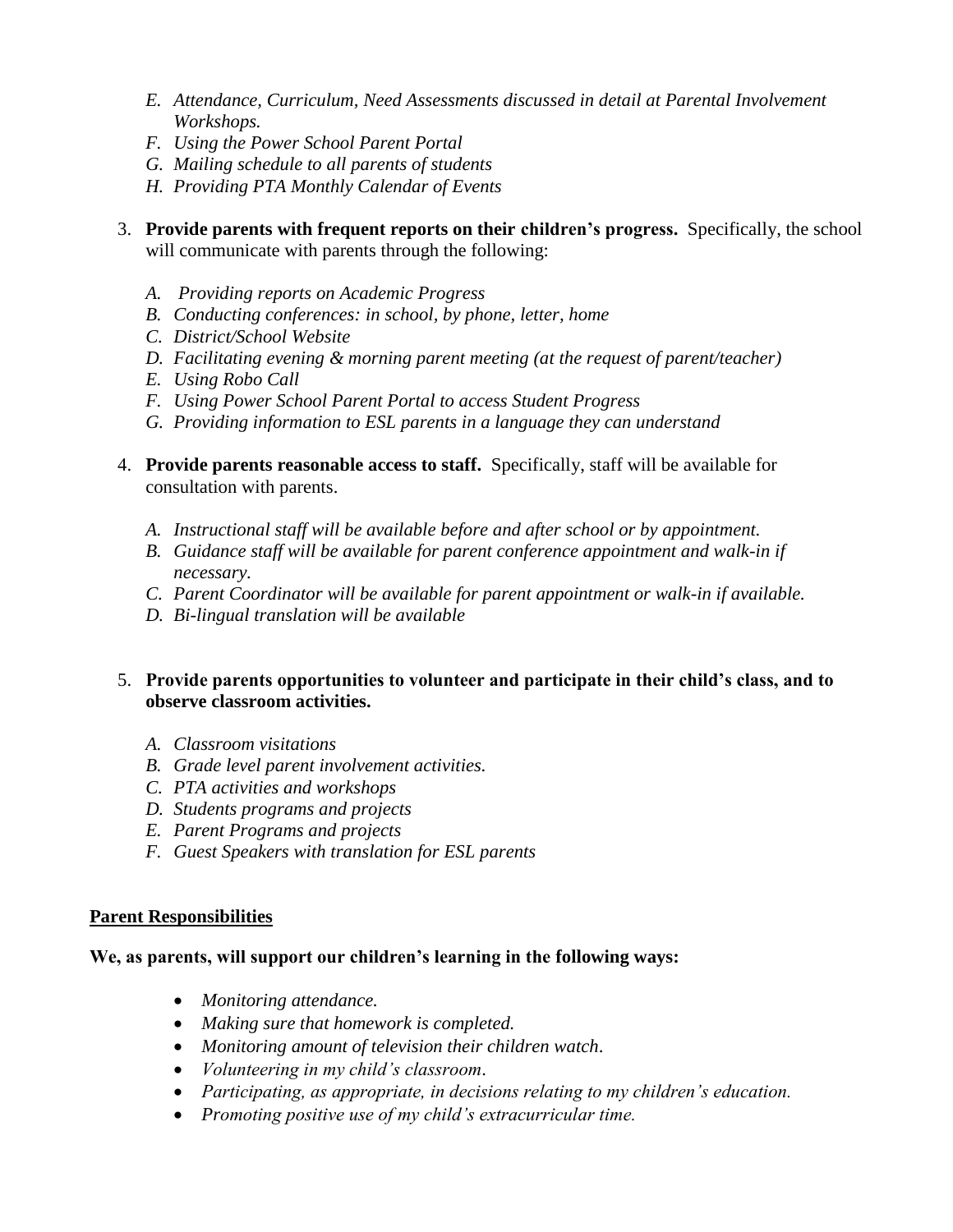E. *Attendance, Curriculum, Need Assessments discussed in detail at Parental Involvement Workshops.*
F. *Using the Power School Parent Portal*
G. *Mailing schedule to all parents of students*
H. *Providing PTA Monthly Calendar of Events*

3. **Provide parents with frequent reports on their children's progress.** Specifically, the school will communicate with parents through the following:

   A. *Providing reports on Academic Progress*
   B. *Conducting conferences: in school, by phone, letter, home*
   C. *District/School Website*
   D. *Facilitating evening & morning parent meeting (at the request of parent/teacher)*
   E. *Using Robo Call*
   F. *Using Power School Parent Portal to access Student Progress*
   G. *Providing information to ESL parents in a language they can understand*

4. **Provide parents reasonable access to staff.** Specifically, staff will be available for consultation with parents.

   A. *Instructional staff will be available before and after school or by appointment.*
   B. *Guidance staff will be available for parent conference appointment and walk-in if necessary.*
   C. *Parent Coordinator will be available for parent appointment or walk-in if available.*
   D. *Bi-lingual translation will be available*

5. **Provide parents opportunities to volunteer and participate in their child's class, and to observe classroom activities.**

   A. *Classroom visitations*
   B. *Grade level parent involvement activities.*
   C. *PTA activities and workshops*
   D. *Students programs and projects*
   E. *Parent Programs and projects*
   F. *Guest Speakers with translation for ESL parents*

## Parent Responsibilities

**We, as parents, will support our children's learning in the following ways:**

- *Monitoring attendance.*
- *Making sure that homework is completed.*
- *Monitoring amount of television their children watch.*
- *Volunteering in my child's classroom.*
- *Participating, as appropriate, in decisions relating to my children's education.*
- *Promoting positive use of my child's extracurricular time.*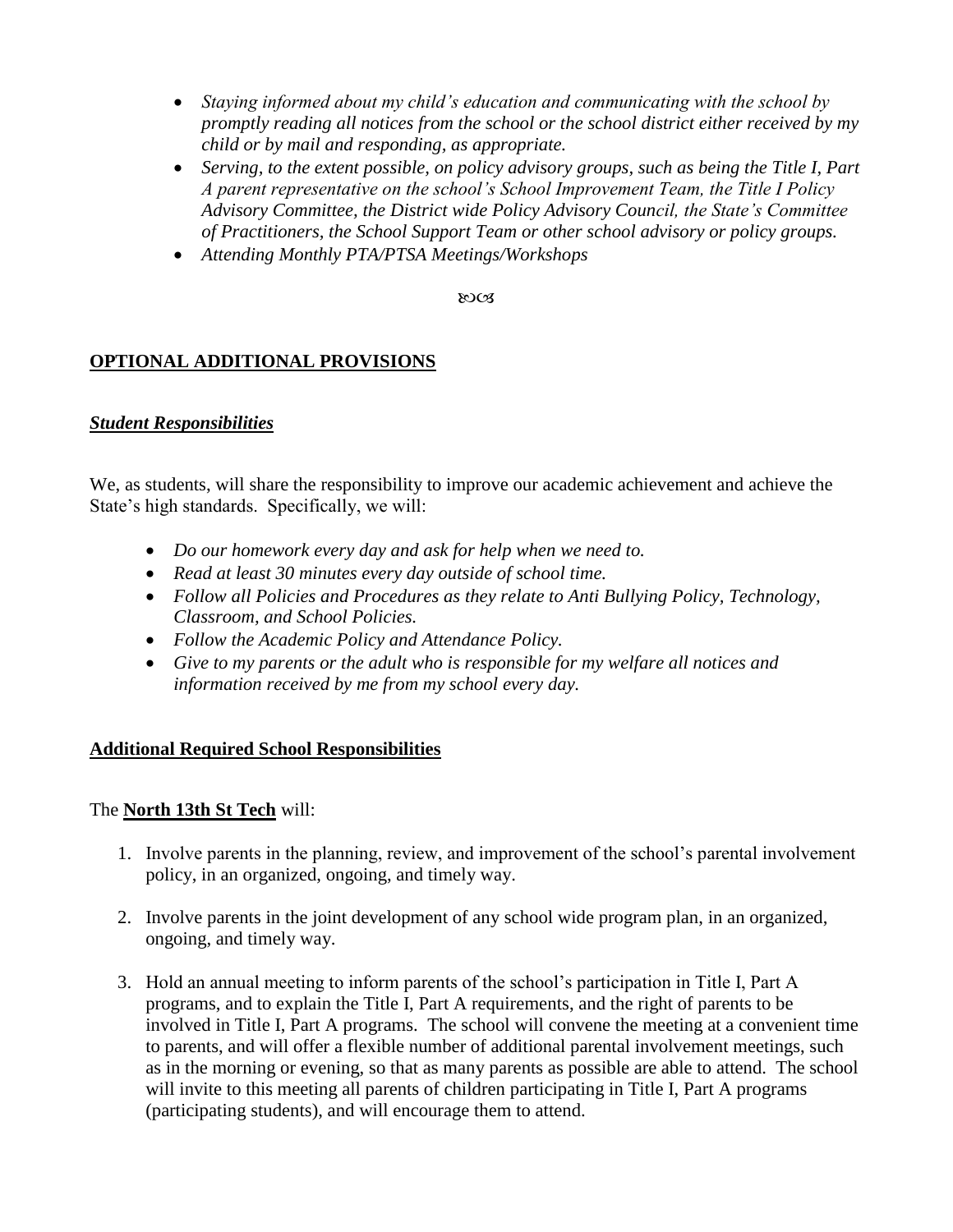- *Staying informed about my child's education and communicating with the school by promptly reading all notices from the school or the school district either received by my child or by mail and responding, as appropriate.*
- *Serving, to the extent possible, on policy advisory groups, such as being the Title I, Part A parent representative on the school's School Improvement Team, the Title I Policy Advisory Committee, the District wide Policy Advisory Council, the State's Committee of Practitioners, the School Support Team or other school advisory or policy groups.*
- *Attending Monthly PTA/PTSA Meetings/Workshops*

꧁꧂

## OPTIONAL ADDITIONAL PROVISIONS

### *Student Responsibilities*

We, as students, will share the responsibility to improve our academic achievement and achieve the State's high standards. Specifically, we will:

- *Do our homework every day and ask for help when we need to.*
- *Read at least 30 minutes every day outside of school time.*
- *Follow all Policies and Procedures as they relate to Anti Bullying Policy, Technology, Classroom, and School Policies.*
- *Follow the Academic Policy and Attendance Policy.*
- *Give to my parents or the adult who is responsible for my welfare all notices and information received by me from my school every day.*

### Additional Required School Responsibilities

The **North 13th St Tech** will:

1. Involve parents in the planning, review, and improvement of the school's parental involvement policy, in an organized, ongoing, and timely way.
2. Involve parents in the joint development of any school wide program plan, in an organized, ongoing, and timely way.
3. Hold an annual meeting to inform parents of the school's participation in Title I, Part A programs, and to explain the Title I, Part A requirements, and the right of parents to be involved in Title I, Part A programs. The school will convene the meeting at a convenient time to parents, and will offer a flexible number of additional parental involvement meetings, such as in the morning or evening, so that as many parents as possible are able to attend. The school will invite to this meeting all parents of children participating in Title I, Part A programs (participating students), and will encourage them to attend.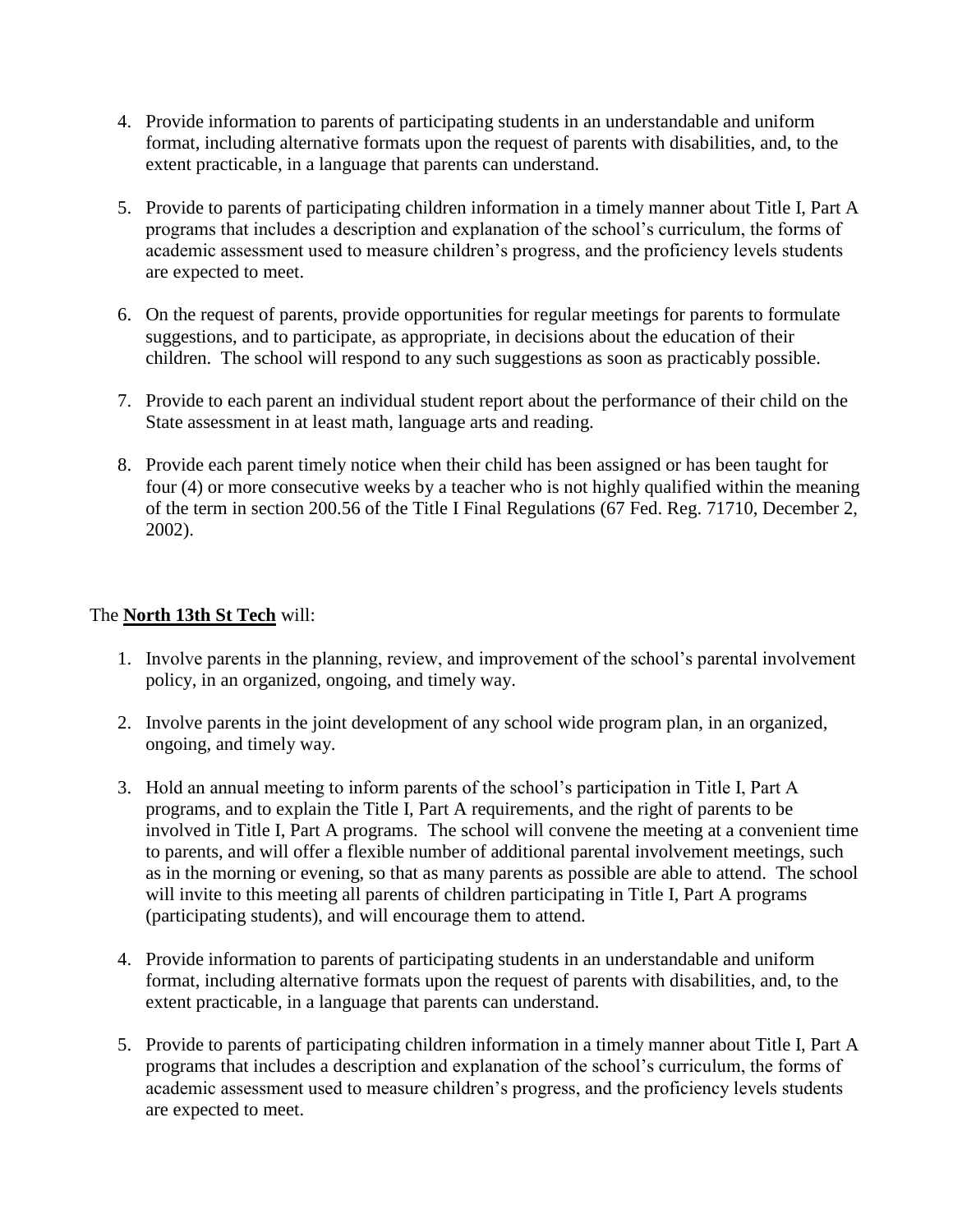4. Provide information to parents of participating students in an understandable and uniform format, including alternative formats upon the request of parents with disabilities, and, to the extent practicable, in a language that parents can understand.

5. Provide to parents of participating children information in a timely manner about Title I, Part A programs that includes a description and explanation of the school's curriculum, the forms of academic assessment used to measure children's progress, and the proficiency levels students are expected to meet.

6. On the request of parents, provide opportunities for regular meetings for parents to formulate suggestions, and to participate, as appropriate, in decisions about the education of their children. The school will respond to any such suggestions as soon as practicably possible.

7. Provide to each parent an individual student report about the performance of their child on the State assessment in at least math, language arts and reading.

8. Provide each parent timely notice when their child has been assigned or has been taught for four (4) or more consecutive weeks by a teacher who is not highly qualified within the meaning of the term in section 200.56 of the Title I Final Regulations (67 Fed. Reg. 71710, December 2, 2002).

The **North 13th St Tech** will:

1. Involve parents in the planning, review, and improvement of the school's parental involvement policy, in an organized, ongoing, and timely way.

2. Involve parents in the joint development of any school wide program plan, in an organized, ongoing, and timely way.

3. Hold an annual meeting to inform parents of the school's participation in Title I, Part A programs, and to explain the Title I, Part A requirements, and the right of parents to be involved in Title I, Part A programs. The school will convene the meeting at a convenient time to parents, and will offer a flexible number of additional parental involvement meetings, such as in the morning or evening, so that as many parents as possible are able to attend. The school will invite to this meeting all parents of children participating in Title I, Part A programs (participating students), and will encourage them to attend.

4. Provide information to parents of participating students in an understandable and uniform format, including alternative formats upon the request of parents with disabilities, and, to the extent practicable, in a language that parents can understand.

5. Provide to parents of participating children information in a timely manner about Title I, Part A programs that includes a description and explanation of the school's curriculum, the forms of academic assessment used to measure children's progress, and the proficiency levels students are expected to meet.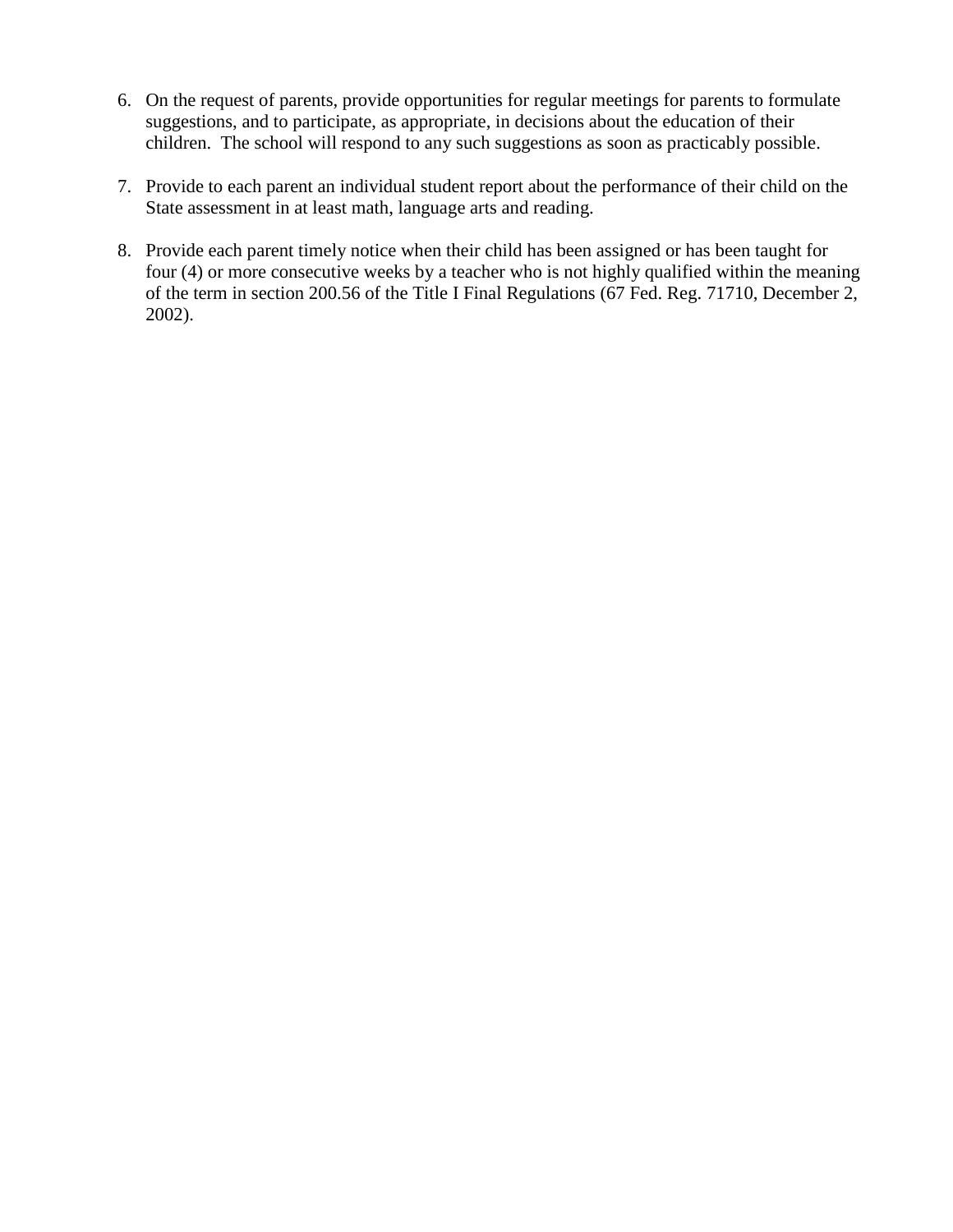6. On the request of parents, provide opportunities for regular meetings for parents to formulate suggestions, and to participate, as appropriate, in decisions about the education of their children. The school will respond to any such suggestions as soon as practicably possible.

7. Provide to each parent an individual student report about the performance of their child on the State assessment in at least math, language arts and reading.

8. Provide each parent timely notice when their child has been assigned or has been taught for four (4) or more consecutive weeks by a teacher who is not highly qualified within the meaning of the term in section 200.56 of the Title I Final Regulations (67 Fed. Reg. 71710, December 2, 2002).